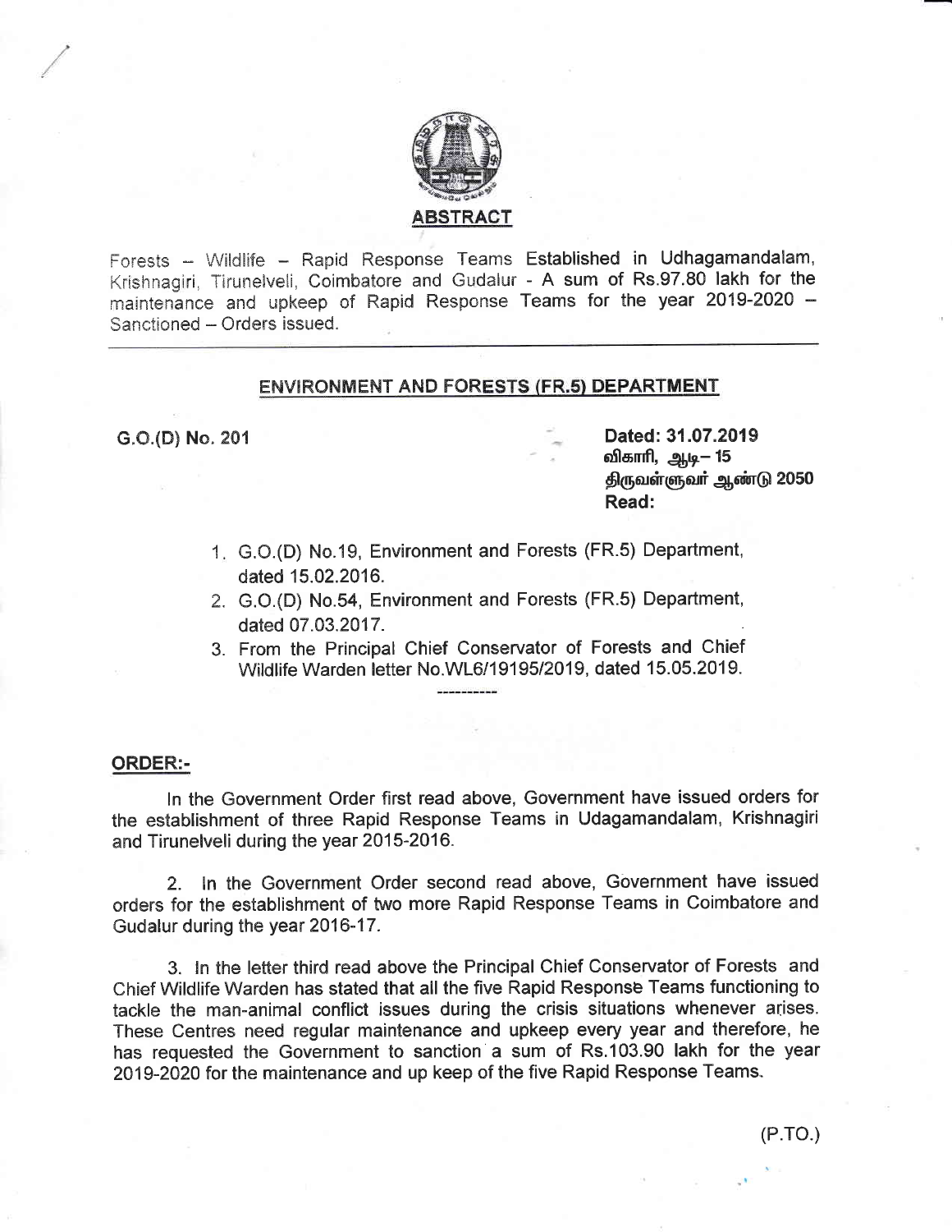## ABSTRACT

Forests – Wildlife – Rapid Response Teams Established in Udhagamandalam, Krishnagiri, Tirunelveli, Coimbatore and Gudalur - A sum of Rs.97.80 lakh for the maintenance and upkeep of Rapid Response Teams for the year 2019-2020 – Sanctioned – Orders issued.

---

### ENVIRONMENT AND FORESTS (FR.5) DEPARTMENT

**G.O.(D) No. 201**

**Dated: 31.07.2019**
**விகாரி, ஆடி– 15**
**திருவள்ளுவர் ஆண்டு 2050**
**Read:**

1. G.O.(D) No.19, Environment and Forests (FR.5) Department, dated 15.02.2016.
2. G.O.(D) No.54, Environment and Forests (FR.5) Department, dated 07.03.2017.
3. From the Principal Chief Conservator of Forests and Chief Wildlife Warden letter No.WL6/19195/2019, dated 15.05.2019.

----------

**ORDER:-**

In the Government Order first read above, Government have issued orders for the establishment of three Rapid Response Teams in Udagamandalam, Krishnagiri and Tirunelveli during the year 2015-2016.

2. In the Government Order second read above, Government have issued orders for the establishment of two more Rapid Response Teams in Coimbatore and Gudalur during the year 2016-17.

3. In the letter third read above the Principal Chief Conservator of Forests and Chief Wildlife Warden has stated that all the five Rapid Response Teams functioning to tackle the man-animal conflict issues during the crisis situations whenever arises. These Centres need regular maintenance and upkeep every year and therefore, he has requested the Government to sanction a sum of Rs.103.90 lakh for the year 2019-2020 for the maintenance and up keep of the five Rapid Response Teams.

(P.TO.)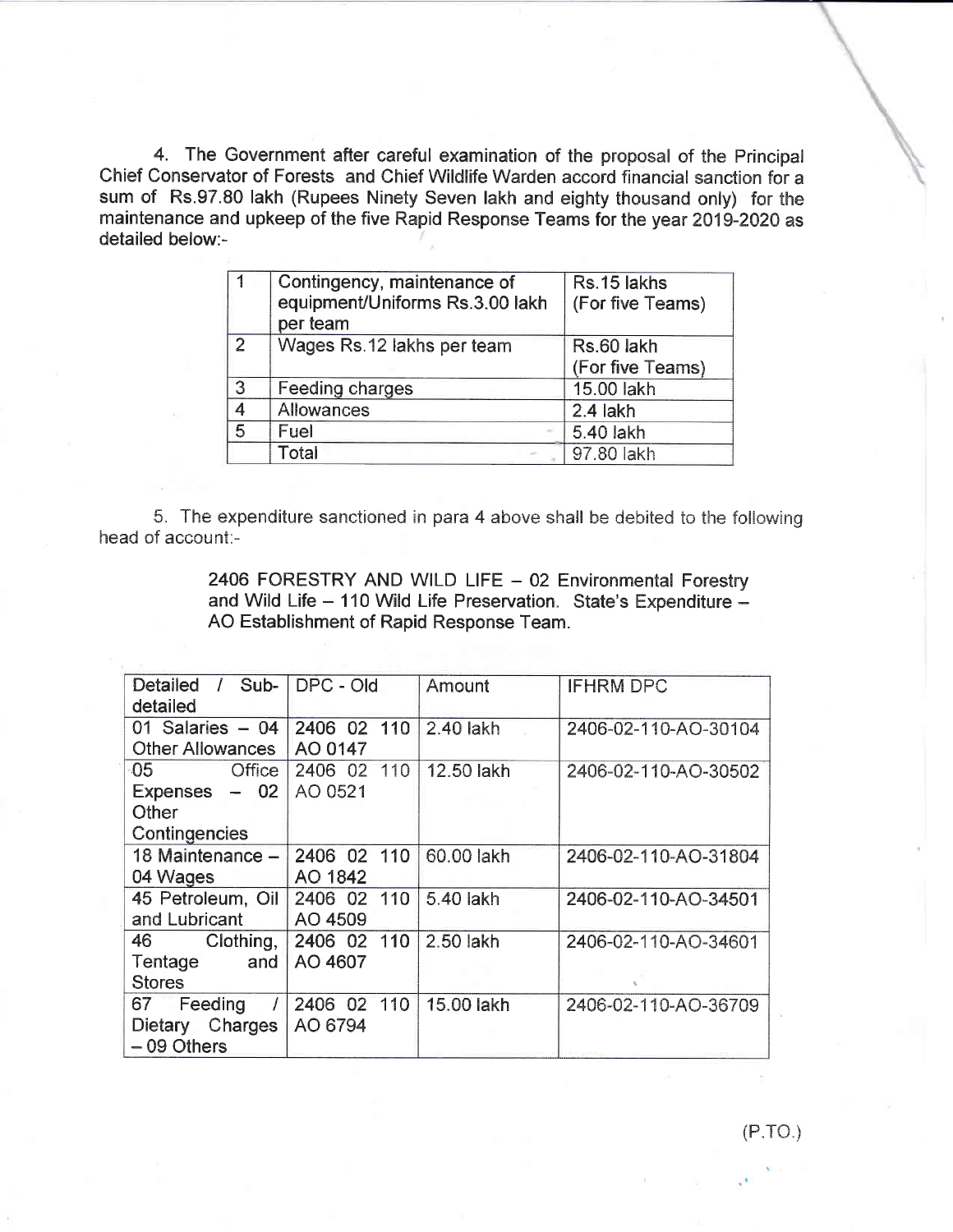4. The Government after careful examination of the proposal of the Principal Chief Conservator of Forests and Chief Wildlife Warden accord financial sanction for a sum of Rs.97.80 lakh (Rupees Ninety Seven lakh and eighty thousand only) for the maintenance and upkeep of the five Rapid Response Teams for the year 2019-2020 as detailed below:-

| | | |
|---|---|---|
| 1 | Contingency, maintenance of equipment/Uniforms Rs.3.00 lakh per team | Rs.15 lakhs (For five Teams) |
| 2 | Wages Rs.12 lakhs per team | Rs.60 lakh (For five Teams) |
| 3 | Feeding charges | 15.00 lakh |
| 4 | Allowances | 2.4 lakh |
| 5 | Fuel | 5.40 lakh |
| | Total | 97.80 lakh |

5. The expenditure sanctioned in para 4 above shall be debited to the following head of account:-

> 2406 FORESTRY AND WILD LIFE – 02 Environmental Forestry and Wild Life – 110 Wild Life Preservation. State's Expenditure – AO Establishment of Rapid Response Team.

| Detailed / Sub-detailed | DPC - Old | Amount | IFHRM DPC |
|---|---|---|---|
| 01 Salaries – 04 Other Allowances | 2406 02 110 AO 0147 | 2.40 lakh | 2406-02-110-AO-30104 |
| 05 Office Expenses – 02 Other Contingencies | 2406 02 110 AO 0521 | 12.50 lakh | 2406-02-110-AO-30502 |
| 18 Maintenance – 04 Wages | 2406 02 110 AO 1842 | 60.00 lakh | 2406-02-110-AO-31804 |
| 45 Petroleum, Oil and Lubricant | 2406 02 110 AO 4509 | 5.40 lakh | 2406-02-110-AO-34501 |
| 46 Clothing, Tentage and Stores | 2406 02 110 AO 4607 | 2.50 lakh | 2406-02-110-AO-34601 |
| 67 Feeding / Dietary Charges – 09 Others | 2406 02 110 AO 6794 | 15.00 lakh | 2406-02-110-AO-36709 |

(P.TO.)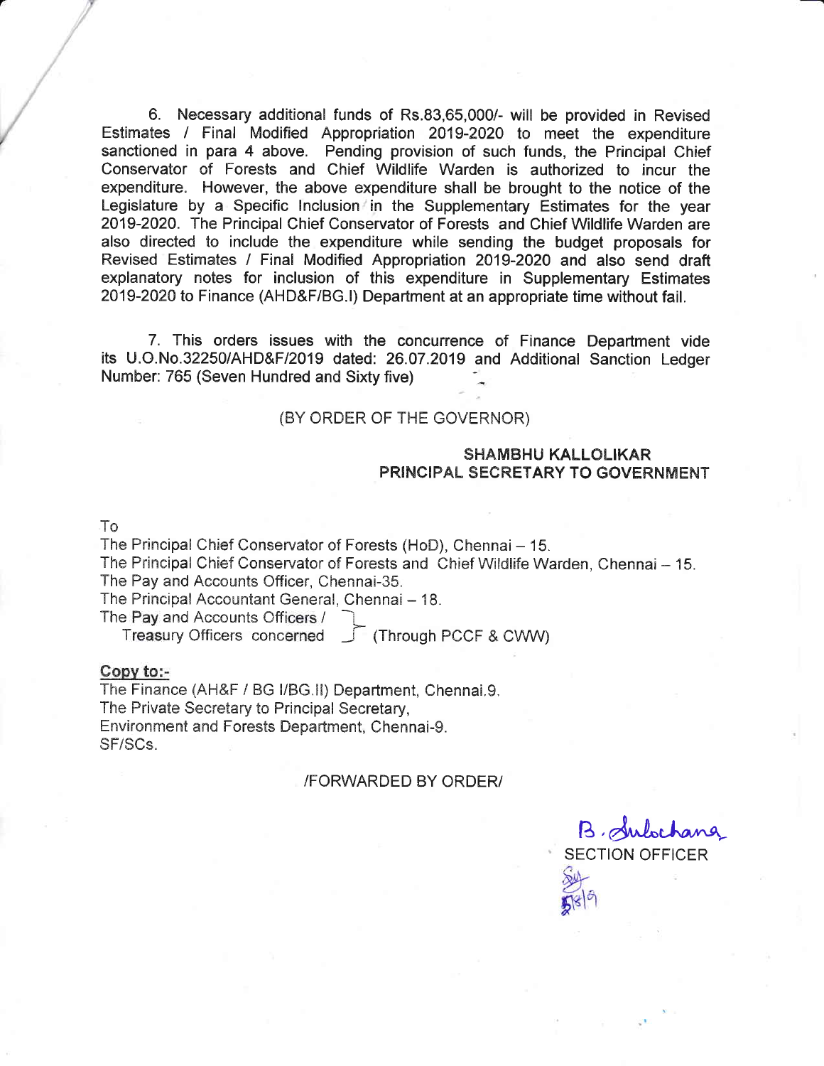6. Necessary additional funds of Rs.83,65,000/- will be provided in Revised Estimates / Final Modified Appropriation 2019-2020 to meet the expenditure sanctioned in para 4 above. Pending provision of such funds, the Principal Chief Conservator of Forests and Chief Wildlife Warden is authorized to incur the expenditure. However, the above expenditure shall be brought to the notice of the Legislature by a Specific Inclusion in the Supplementary Estimates for the year 2019-2020. The Principal Chief Conservator of Forests and Chief Wildlife Warden are also directed to include the expenditure while sending the budget proposals for Revised Estimates / Final Modified Appropriation 2019-2020 and also send draft explanatory notes for inclusion of this expenditure in Supplementary Estimates 2019-2020 to Finance (AHD&F/BG.I) Department at an appropriate time without fail.

7. This orders issues with the concurrence of Finance Department vide its U.O.No.32250/AHD&F/2019 dated: 26.07.2019 and Additional Sanction Ledger Number: 765 (Seven Hundred and Sixty five)

(BY ORDER OF THE GOVERNOR)

**SHAMBHU KALLOLIKAR**
**PRINCIPAL SECRETARY TO GOVERNMENT**

To

The Principal Chief Conservator of Forests (HoD), Chennai – 15.
The Principal Chief Conservator of Forests and Chief Wildlife Warden, Chennai – 15.
The Pay and Accounts Officer, Chennai-35.
The Principal Accountant General, Chennai – 18.
The Pay and Accounts Officers / Treasury Officers concerned (Through PCCF & CWW)

**Copy to:-**

The Finance (AH&F / BG I/BG.II) Department, Chennai.9.
The Private Secretary to Principal Secretary,
Environment and Forests Department, Chennai-9.
SF/SCs.

/FORWARDED BY ORDER/

B. Sulochana
SECTION OFFICER
5/8/19